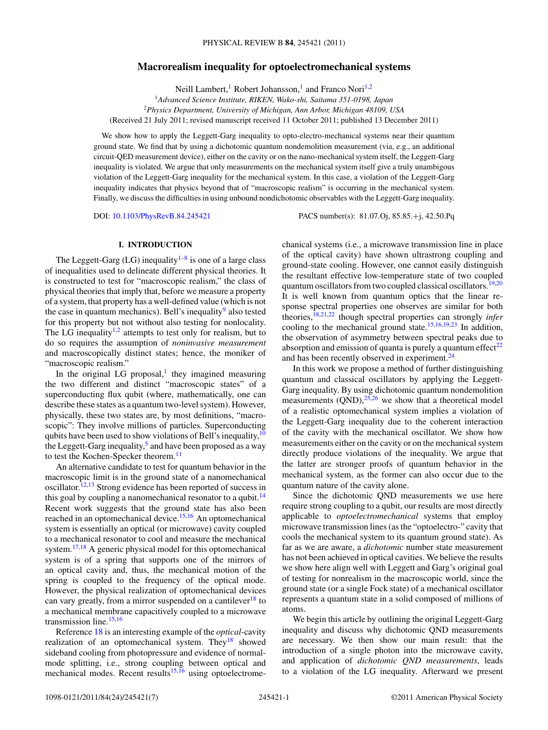# Macrorealism inequality for optoelectromechanical systems

Neill Lambert,[1] Robert Johansson,[1] and Franco Nori[1,2]

[1]*Advanced Science Institute, RIKEN, Wako-shi, Saitama 351-0198, Japan*
[2]*Physics Department, University of Michigan, Ann Arbor, Michigan 48109, USA*

(Received 21 July 2011; revised manuscript received 11 October 2011; published 13 December 2011)

We show how to apply the Leggett-Garg inequality to opto-electro-mechanical systems near their quantum ground state. We find that by using a dichotomic quantum nondemolition measurement (via, e.g., an additional circuit-QED measurement device), either on the cavity or on the nano-mechanical system itself, the Leggett-Garg inequality is violated. We argue that only measurements on the mechanical system itself give a truly unambigous violation of the Leggett-Garg inequality for the mechanical system. In this case, a violation of the Leggett-Garg inequality indicates that physics beyond that of "macroscopic realism" is occurring in the mechanical system. Finally, we discuss the difficulties in using unbound nondichotomic observables with the Leggett-Garg inequality.

DOI: 10.1103/PhysRevB.84.245421 PACS number(s): 81.07.Oj, 85.85.+j, 42.50.Pq

## I. INTRODUCTION

The Leggett-Garg (LG) inequality[1–8] is one of a large class of inequalities used to delineate different physical theories. It is constructed to test for "macroscopic realism," the class of physical theories that imply that, before we measure a property of a system, that property has a well-defined value (which is not the case in quantum mechanics). Bell's inequality[9] also tested for this property but not without also testing for nonlocality. The LG inequality[1,2] attempts to test only for realism, but to do so requires the assumption of *noninvasive measurement* and macroscopically distinct states; hence, the moniker of "macroscopic realism."

In the original LG proposal,[1] they imagined measuring the two different and distinct "macroscopic states" of a superconducting flux qubit (where, mathematically, one can describe these states as a quantum two-level system). However, physically, these two states are, by most definitions, "macroscopic": They involve millions of particles. Superconducting qubits have been used to show violations of Bell's inequality,[10] the Leggett-Garg inequality,[5] and have been proposed as a way to test the Kochen-Specker theorem.[11]

An alternative candidate to test for quantum behavior in the macroscopic limit is in the ground state of a nanomechanical oscillator.[12,13] Strong evidence has been reported of success in this goal by coupling a nanomechanical resonator to a qubit.[14] Recent work suggests that the ground state has also been reached in an optomechanical device.[15,16] An optomechanical system is essentially an optical (or microwave) cavity coupled to a mechanical resonator to cool and measure the mechanical system.[17,18] A generic physical model for this optomechanical system is of a spring that supports one of the mirrors of an optical cavity and, thus, the mechanical motion of the spring is coupled to the frequency of the optical mode. However, the physical realization of optomechanical devices can vary greatly, from a mirror suspended on a cantilever[18] to a mechanical membrane capacitively coupled to a microwave transmission line.[15,16]

Reference 18 is an interesting example of the *optical*-cavity realization of an optomechanical system. They[18] showed sideband cooling from photopressure and evidence of normal-mode splitting, i.e., strong coupling between optical and mechanical modes. Recent results[15,16] using optoelectromechanical systems (i.e., a microwave transmission line in place of the optical cavity) have shown ultrastrong coupling and ground-state cooling. However, one cannot easily distinguish the resultant effective low-temperature state of two coupled quantum oscillators from two coupled classical oscillators.[19,20] It is well known from quantum optics that the linear response spectral properties one observes are similar for both theories,[18,21,22] though spectral properties can strongly *infer* cooling to the mechanical ground state.[15,16,19,23] In addition, the observation of asymmetry between spectral peaks due to absorption and emission of quanta is purely a quantum effect[22] and has been recently observed in experiment.[24]

In this work we propose a method of further distinguishing quantum and classical oscillators by applying the Leggett-Garg inequality. By using dichotomic quantum nondemolition measurements (QND),[25,26] we show that a theoretical model of a realistic optomechanical system implies a violation of the Leggett-Garg inequality due to the coherent interaction of the cavity with the mechanical oscillator. We show how measurements either on the cavity or on the mechanical system directly produce violations of the inequality. We argue that the latter are stronger proofs of quantum behavior in the mechanical system, as the former can also occur due to the quantum nature of the cavity alone.

Since the dichotomic QND measurements we use here require strong coupling to a qubit, our results are most directly applicable to *optoelectromechanical* systems that employ microwave transmission lines (as the "optoelectro-" cavity that cools the mechanical system to its quantum ground state). As far as we are aware, a *dichotomic* number state measurement has not been achieved in optical cavities. We believe the results we show here align well with Leggett and Garg's original goal of testing for nonrealism in the macroscopic world, since the ground state (or a single Fock state) of a mechanical oscillator represents a quantum state in a solid composed of millions of atoms.

We begin this article by outlining the original Leggett-Garg inequality and discuss why dichotomic QND measurements are necessary. We then show our main result: that the introduction of a single photon into the microwave cavity, and application of *dichotomic QND measurements*, leads to a violation of the LG inequality. Afterward we present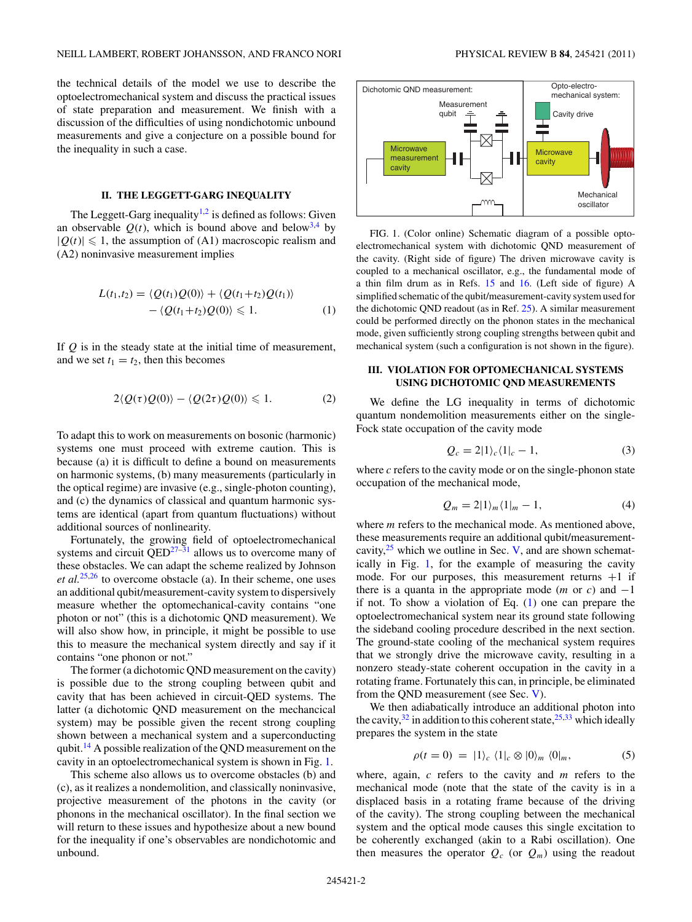the technical details of the model we use to describe the optoelectromechanical system and discuss the practical issues of state preparation and measurement. We finish with a discussion of the difficulties of using nondichotomic unbound measurements and give a conjecture on a possible bound for the inequality in such a case.

## II. THE LEGGETT-GARG INEQUALITY

The Leggett-Garg inequality[1,2] is defined as follows: Given an observable $Q(t)$, which is bound above and below[3,4] by $|Q(t)| \leqslant 1$, the assumption of (A1) macroscopic realism and (A2) noninvasive measurement implies

$$L(t_1,t_2) = \langle Q(t_1)Q(0)\rangle + \langle Q(t_1+t_2)Q(t_1)\rangle - \langle Q(t_1+t_2)Q(0)\rangle \leqslant 1. \quad (1)$$

If $Q$ is in the steady state at the initial time of measurement, and we set $t_1 = t_2$, then this becomes

$$2\langle Q(\tau)Q(0)\rangle - \langle Q(2\tau)Q(0)\rangle \leqslant 1. \quad (2)$$

To adapt this to work on measurements on bosonic (harmonic) systems one must proceed with extreme caution. This is because (a) it is difficult to define a bound on measurements on harmonic systems, (b) many measurements (particularly in the optical regime) are invasive (e.g., single-photon counting), and (c) the dynamics of classical and quantum harmonic systems are identical (apart from quantum fluctuations) without additional sources of nonlinearity.

Fortunately, the growing field of optoelectromechanical systems and circuit QED[27–31] allows us to overcome many of these obstacles. We can adapt the scheme realized by Johnson *et al.*[25,26] to overcome obstacle (a). In their scheme, one uses an additional qubit/measurement-cavity system to dispersively measure whether the optomechanical-cavity contains "one photon or not" (this is a dichotomic QND measurement). We will also show how, in principle, it might be possible to use this to measure the mechanical system directly and say if it contains "one phonon or not."

The former (a dichotomic QND measurement on the cavity) is possible due to the strong coupling between qubit and cavity that has been achieved in circuit-QED systems. The latter (a dichotomic QND measurement on the mechanical system) may be possible given the recent strong coupling shown between a mechanical system and a superconducting qubit.[14] A possible realization of the QND measurement on the cavity in an optoelectromechanical system is shown in Fig. 1.

This scheme also allows us to overcome obstacles (b) and (c), as it realizes a nondemolition, and classically noninvasive, projective measurement of the photons in the cavity (or phonons in the mechanical oscillator). In the final section we will return to these issues and hypothesize about a new bound for the inequality if one's observables are nondichotomic and unbound.

FIG. 1. (Color online) Schematic diagram of a possible opto-electromechanical system with dichotomic QND measurement of the cavity. (Right side of figure) The driven microwave cavity is coupled to a mechanical oscillator, e.g., the fundamental mode of a thin film drum as in Refs. 15 and 16. (Left side of figure) A simplified schematic of the qubit/measurement-cavity system used for the dichotomic QND readout (as in Ref. 25). A similar measurement could be performed directly on the phonon states in the mechanical mode, given sufficiently strong coupling strengths between qubit and mechanical system (such a configuration is not shown in the figure).

## III. VIOLATION FOR OPTOMECHANICAL SYSTEMS USING DICHOTOMIC QND MEASUREMENTS

We define the LG inequality in terms of dichotomic quantum nondemolition measurements either on the single-Fock state occupation of the cavity mode

$$Q_c = 2|1\rangle_c\langle 1|_c - 1, \quad (3)$$

where $c$ refers to the cavity mode or on the single-phonon state occupation of the mechanical mode,

$$Q_m = 2|1\rangle_m\langle 1|_m - 1, \quad (4)$$

where $m$ refers to the mechanical mode. As mentioned above, these measurements require an additional qubit/measurement-cavity,[25] which we outline in Sec. V, and are shown schematically in Fig. 1, for the example of measuring the cavity mode. For our purposes, this measurement returns $+1$ if there is a quanta in the appropriate mode ($m$ or $c$) and $-1$ if not. To show a violation of Eq. (1) one can prepare the optoelectromechanical system near its ground state following the sideband cooling procedure described in the next section. The ground-state cooling of the mechanical system requires that we strongly drive the microwave cavity, resulting in a nonzero steady-state coherent occupation in the cavity in a rotating frame. Fortunately this can, in principle, be eliminated from the QND measurement (see Sec. V).

We then adiabatically introduce an additional photon into the cavity,[32] in addition to this coherent state,[25,33] which ideally prepares the system in the state

$$\rho(t=0) = |1\rangle_c\,\langle 1|_c \otimes |0\rangle_m\,\langle 0|_m, \quad (5)$$

where, again, $c$ refers to the cavity and $m$ refers to the mechanical mode (note that the state of the cavity is in a displaced basis in a rotating frame because of the driving of the cavity). The strong coupling between the mechanical system and the optical mode causes this single excitation to be coherently exchanged (akin to a Rabi oscillation). One then measures the operator $Q_c$ (or $Q_m$) using the readout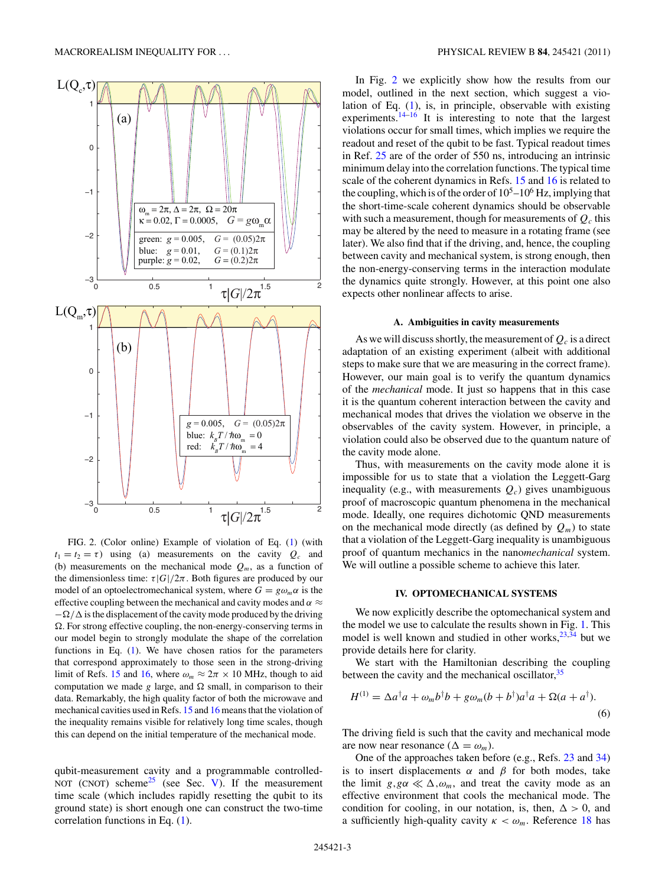FIG. 2. (Color online) Example of violation of Eq. (1) (with $t_1 = t_2 = \tau$) using (a) measurements on the cavity $Q_c$ and (b) measurements on the mechanical mode $Q_m$, as a function of the dimensionless time: $\tau|G|/2\pi$. Both figures are produced by our model of an optoelectromechanical system, where $G = g\omega_m\alpha$ is the effective coupling between the mechanical and cavity modes and $\alpha \approx -\Omega/\Delta$ is the displacement of the cavity mode produced by the driving $\Omega$. For strong effective coupling, the non-energy-conserving terms in our model begin to strongly modulate the shape of the correlation functions in Eq. (1). We have chosen ratios for the parameters that correspond approximately to those seen in the strong-driving limit of Refs. 15 and 16, where $\omega_m \approx 2\pi \times 10$ MHz, though to aid computation we made $g$ large, and $\Omega$ small, in comparison to their data. Remarkably, the high quality factor of both the microwave and mechanical cavities used in Refs. 15 and 16 means that the violation of the inequality remains visible for relatively long time scales, though this can depend on the initial temperature of the mechanical mode.

qubit-measurement cavity and a programmable controlled-NOT (CNOT) scheme[25] (see Sec. V). If the measurement time scale (which includes rapidly resetting the qubit to its ground state) is short enough one can construct the two-time correlation functions in Eq. (1).

In Fig. 2 we explicitly show how the results from our model, outlined in the next section, which suggest a violation of Eq. (1), is, in principle, observable with existing experiments.[14–16] It is interesting to note that the largest violations occur for small times, which implies we require the readout and reset of the qubit to be fast. Typical readout times in Ref. 25 are of the order of 550 ns, introducing an intrinsic minimum delay into the correlation functions. The typical time scale of the coherent dynamics in Refs. 15 and 16 is related to the coupling, which is of the order of $10^5$–$10^6$ Hz, implying that the short-time-scale coherent dynamics should be observable with such a measurement, though for measurements of $Q_c$ this may be altered by the need to measure in a rotating frame (see later). We also find that if the driving, and, hence, the coupling between cavity and mechanical system, is strong enough, then the non-energy-conserving terms in the interaction modulate the dynamics quite strongly. However, at this point one also expects other nonlinear affects to arise.

### A. Ambiguities in cavity measurements

As we will discuss shortly, the measurement of $Q_c$ is a direct adaptation of an existing experiment (albeit with additional steps to make sure that we are measuring in the correct frame). However, our main goal is to verify the quantum dynamics of the *mechanical* mode. It just so happens that in this case it is the quantum coherent interaction between the cavity and mechanical modes that drives the violation we observe in the observables of the cavity system. However, in principle, a violation could also be observed due to the quantum nature of the cavity mode alone.

Thus, with measurements on the cavity mode alone it is impossible for us to state that a violation the Leggett-Garg inequality (e.g., with measurements $Q_c$) gives unambiguous proof of macroscopic quantum phenomena in the mechanical mode. Ideally, one requires dichotomic QND measurements on the mechanical mode directly (as defined by $Q_m$) to state that a violation of the Leggett-Garg inequality is unambiguous proof of quantum mechanics in the nano*mechanical* system. We will outline a possible scheme to achieve this later.

## IV. OPTOMECHANICAL SYSTEMS

We now explicitly describe the optomechanical system and the model we use to calculate the results shown in Fig. 1. This model is well known and studied in other works,[23,34] but we provide details here for clarity.

We start with the Hamiltonian describing the coupling between the cavity and the mechanical oscillator,[35]

$$H^{(1)} = \Delta a^\dagger a + \omega_m b^\dagger b + g\omega_m(b + b^\dagger)a^\dagger a + \Omega(a + a^\dagger). \tag{6}$$

The driving field is such that the cavity and mechanical mode are now near resonance ($\Delta = \omega_m$).

One of the approaches taken before (e.g., Refs. 23 and 34) is to insert displacements $\alpha$ and $\beta$ for both modes, take the limit $g, g\alpha \ll \Delta, \omega_m$, and treat the cavity mode as an effective environment that cools the mechanical mode. The condition for cooling, in our notation, is, then, $\Delta > 0$, and a sufficiently high-quality cavity $\kappa < \omega_m$. Reference 18 has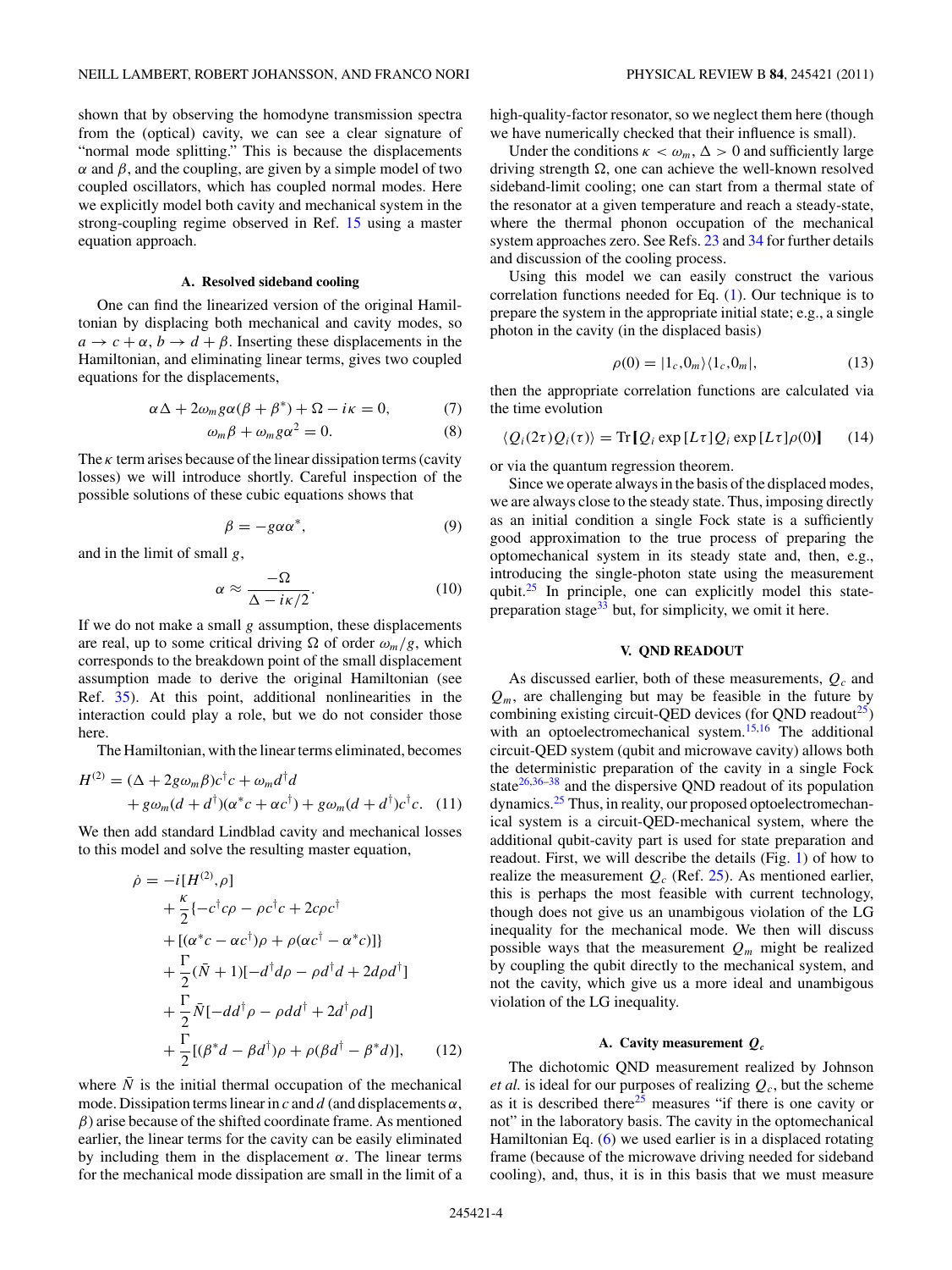shown that by observing the homodyne transmission spectra from the (optical) cavity, we can see a clear signature of "normal mode splitting." This is because the displacements $\alpha$ and $\beta$, and the coupling, are given by a simple model of two coupled oscillators, which has coupled normal modes. Here we explicitly model both cavity and mechanical system in the strong-coupling regime observed in Ref. 15 using a master equation approach.

### A. Resolved sideband cooling

One can find the linearized version of the original Hamiltonian by displacing both mechanical and cavity modes, so $a \to c + \alpha$, $b \to d + \beta$. Inserting these displacements in the Hamiltonian, and eliminating linear terms, gives two coupled equations for the displacements,

$$\alpha\Delta + 2\omega_m g\alpha(\beta + \beta^*) + \Omega - i\kappa = 0, \tag{7}$$

$$\omega_m\beta + \omega_m g\alpha^2 = 0. \tag{8}$$

The $\kappa$ term arises because of the linear dissipation terms (cavity losses) we will introduce shortly. Careful inspection of the possible solutions of these cubic equations shows that

$$\beta = -g\alpha\alpha^*, \tag{9}$$

and in the limit of small $g$,

$$\alpha \approx \frac{-\Omega}{\Delta - i\kappa/2}. \tag{10}$$

If we do not make a small $g$ assumption, these displacements are real, up to some critical driving $\Omega$ of order $\omega_m/g$, which corresponds to the breakdown point of the small displacement assumption made to derive the original Hamiltonian (see Ref. 35). At this point, additional nonlinearities in the interaction could play a role, but we do not consider those here.

The Hamiltonian, with the linear terms eliminated, becomes

$$\begin{aligned} H^{(2)} = {} & (\Delta + 2g\omega_m\beta)c^\dagger c + \omega_m d^\dagger d \\ & + g\omega_m(d + d^\dagger)(\alpha^* c + \alpha c^\dagger) + g\omega_m(d + d^\dagger)c^\dagger c. \end{aligned} \tag{11}$$

We then add standard Lindblad cavity and mechanical losses to this model and solve the resulting master equation,

$$\begin{aligned} \dot{\rho} = {} & -i[H^{(2)},\rho] \\ & + \frac{\kappa}{2}\{-c^\dagger c\rho - \rho c^\dagger c + 2c\rho c^\dagger \\ & + [(\alpha^* c - \alpha c^\dagger)\rho + \rho(\alpha c^\dagger - \alpha^* c)]\} \\ & + \frac{\Gamma}{2}(\bar{N} + 1)[-d^\dagger d\rho - \rho d^\dagger d + 2d\rho d^\dagger] \\ & + \frac{\Gamma}{2}\bar{N}[-dd^\dagger\rho - \rho dd^\dagger + 2d^\dagger\rho d] \\ & + \frac{\Gamma}{2}[(\beta^* d - \beta d^\dagger)\rho + \rho(\beta d^\dagger - \beta^* d)], \end{aligned} \tag{12}$$

where $\bar{N}$ is the initial thermal occupation of the mechanical mode. Dissipation terms linear in $c$ and $d$ (and displacements $\alpha$, $\beta$) arise because of the shifted coordinate frame. As mentioned earlier, the linear terms for the cavity can be easily eliminated by including them in the displacement $\alpha$. The linear terms for the mechanical mode dissipation are small in the limit of a high-quality-factor resonator, so we neglect them here (though we have numerically checked that their influence is small).

Under the conditions $\kappa < \omega_m$, $\Delta > 0$ and sufficiently large driving strength $\Omega$, one can achieve the well-known resolved sideband-limit cooling; one can start from a thermal state of the resonator at a given temperature and reach a steady-state, where the thermal phonon occupation of the mechanical system approaches zero. See Refs. 23 and 34 for further details and discussion of the cooling process.

Using this model we can easily construct the various correlation functions needed for Eq. (1). Our technique is to prepare the system in the appropriate initial state; e.g., a single photon in the cavity (in the displaced basis)

$$\rho(0) = |1_c,0_m\rangle\langle 1_c,0_m|, \tag{13}$$

then the appropriate correlation functions are calculated via the time evolution

$$\langle Q_i(2\tau)Q_i(\tau)\rangle = \mathrm{Tr}[\![Q_i \exp[L\tau]Q_i \exp[L\tau]\rho(0)]\!] \tag{14}$$

or via the quantum regression theorem.

Since we operate always in the basis of the displaced modes, we are always close to the steady state. Thus, imposing directly as an initial condition a single Fock state is a sufficiently good approximation to the true process of preparing the optomechanical system in its steady state and, then, e.g., introducing the single-photon state using the measurement qubit.[25] In principle, one can explicitly model this state-preparation stage[33] but, for simplicity, we omit it here.

## V. QND READOUT

As discussed earlier, both of these measurements, $Q_c$ and $Q_m$, are challenging but may be feasible in the future by combining existing circuit-QED devices (for QND readout[25]) with an optoelectromechanical system.[15,16] The additional circuit-QED system (qubit and microwave cavity) allows both the deterministic preparation of the cavity in a single Fock state[26,36–38] and the dispersive QND readout of its population dynamics.[25] Thus, in reality, our proposed optoelectromechanical system is a circuit-QED-mechanical system, where the additional qubit-cavity part is used for state preparation and readout. First, we will describe the details (Fig. 1) of how to realize the measurement $Q_c$ (Ref. 25). As mentioned earlier, this is perhaps the most feasible with current technology, though does not give us an unambigous violation of the LG inequality for the mechanical mode. We then will discuss possible ways that the measurement $Q_m$ might be realized by coupling the qubit directly to the mechanical system, and not the cavity, which give us a more ideal and unambigous violation of the LG inequality.

### A. Cavity measurement $Q_c$

The dichotomic QND measurement realized by Johnson *et al.* is ideal for our purposes of realizing $Q_c$, but the scheme as it is described there[25] measures "if there is one cavity or not" in the laboratory basis. The cavity in the optomechanical Hamiltonian Eq. (6) we used earlier is in a displaced rotating frame (because of the microwave driving needed for sideband cooling), and, thus, it is in this basis that we must measure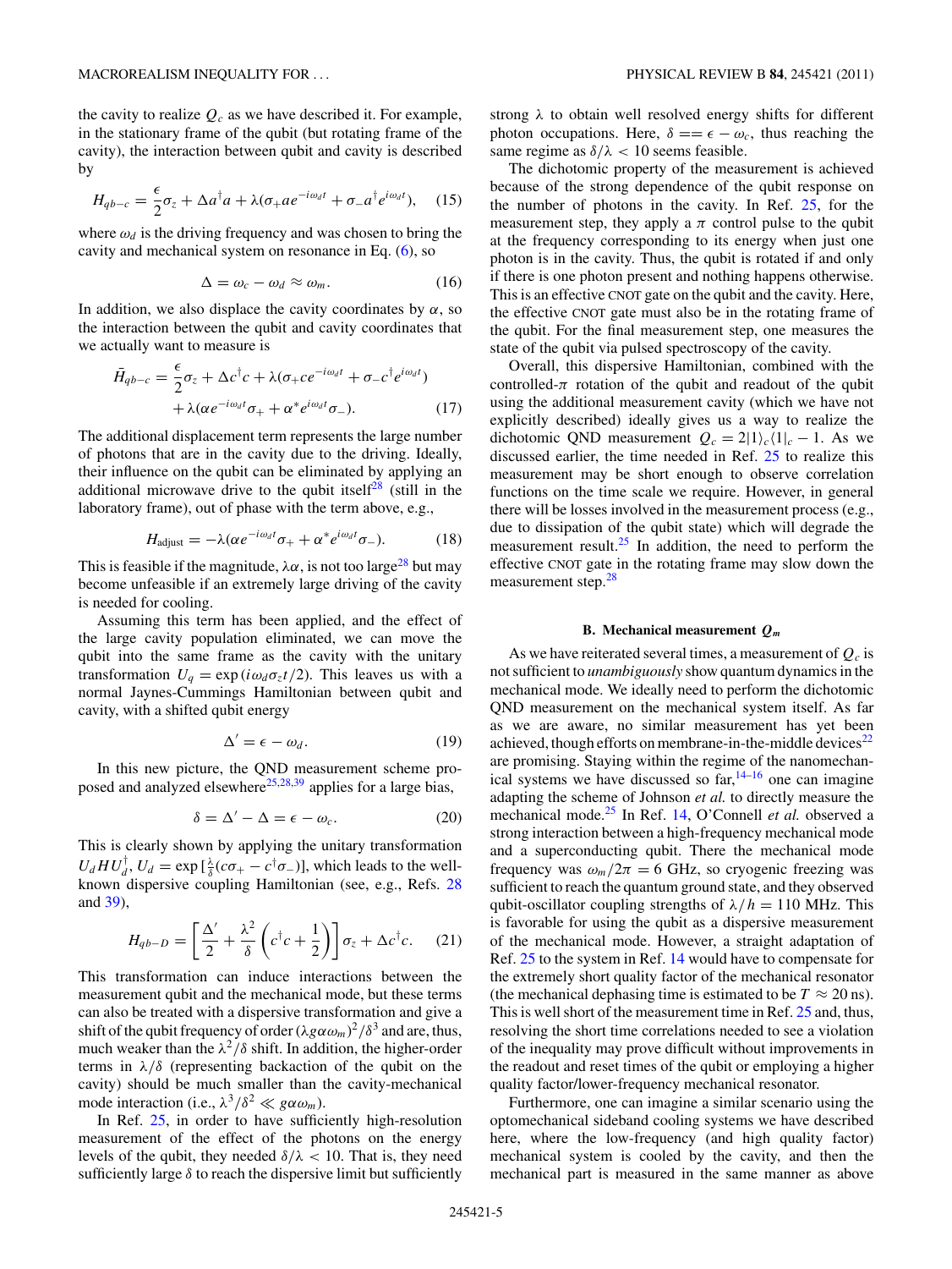the cavity to realize $Q_c$ as we have described it. For example, in the stationary frame of the qubit (but rotating frame of the cavity), the interaction between qubit and cavity is described by

$$H_{qb-c} = \frac{\epsilon}{2}\sigma_z + \Delta a^\dagger a + \lambda(\sigma_+ a e^{-i\omega_d t} + \sigma_- a^\dagger e^{i\omega_d t}), \quad (15)$$

where $\omega_d$ is the driving frequency and was chosen to bring the cavity and mechanical system on resonance in Eq. (6), so

$$\Delta = \omega_c - \omega_d \approx \omega_m. \quad (16)$$

In addition, we also displace the cavity coordinates by $\alpha$, so the interaction between the qubit and cavity coordinates that we actually want to measure is

$$\bar{H}_{qb-c} = \frac{\epsilon}{2}\sigma_z + \Delta c^\dagger c + \lambda(\sigma_+ c e^{-i\omega_d t} + \sigma_- c^\dagger e^{i\omega_d t}) + \lambda(\alpha e^{-i\omega_d t}\sigma_+ + \alpha^* e^{i\omega_d t}\sigma_-). \quad (17)$$

The additional displacement term represents the large number of photons that are in the cavity due to the driving. Ideally, their influence on the qubit can be eliminated by applying an additional microwave drive to the qubit itself[28] (still in the laboratory frame), out of phase with the term above, e.g.,

$$H_{\text{adjust}} = -\lambda(\alpha e^{-i\omega_d t}\sigma_+ + \alpha^* e^{i\omega_d t}\sigma_-). \quad (18)$$

This is feasible if the magnitude, $\lambda\alpha$, is not too large[28] but may become unfeasible if an extremely large driving of the cavity is needed for cooling.

Assuming this term has been applied, and the effect of the large cavity population eliminated, we can move the qubit into the same frame as the cavity with the unitary transformation $U_q = \exp(i\omega_d \sigma_z t/2)$. This leaves us with a normal Jaynes-Cummings Hamiltonian between qubit and cavity, with a shifted qubit energy

$$\Delta' = \epsilon - \omega_d. \quad (19)$$

In this new picture, the QND measurement scheme proposed and analyzed elsewhere[25,28,39] applies for a large bias,

$$\delta = \Delta' - \Delta = \epsilon - \omega_c. \quad (20)$$

This is clearly shown by applying the unitary transformation $U_d H U_d^\dagger$, $U_d = \exp[\frac{\lambda}{\delta}(c\sigma_+ - c^\dagger\sigma_-)]$, which leads to the well-known dispersive coupling Hamiltonian (see, e.g., Refs. 28 and 39),

$$H_{qb-D} = \left[\frac{\Delta'}{2} + \frac{\lambda^2}{\delta}\left(c^\dagger c + \frac{1}{2}\right)\right]\sigma_z + \Delta c^\dagger c. \quad (21)$$

This transformation can induce interactions between the measurement qubit and the mechanical mode, but these terms can also be treated with a dispersive transformation and give a shift of the qubit frequency of order $(\lambda g \alpha \omega_m)^2/\delta^3$ and are, thus, much weaker than the $\lambda^2/\delta$ shift. In addition, the higher-order terms in $\lambda/\delta$ (representing backaction of the qubit on the cavity) should be much smaller than the cavity-mechanical mode interaction (i.e., $\lambda^3/\delta^2 \ll g\alpha\omega_m$).

In Ref. 25, in order to have sufficiently high-resolution measurement of the effect of the photons on the energy levels of the qubit, they needed $\delta/\lambda < 10$. That is, they need sufficiently large $\delta$ to reach the dispersive limit but sufficiently strong $\lambda$ to obtain well resolved energy shifts for different photon occupations. Here, $\delta == \epsilon - \omega_c$, thus reaching the same regime as $\delta/\lambda < 10$ seems feasible.

The dichotomic property of the measurement is achieved because of the strong dependence of the qubit response on the number of photons in the cavity. In Ref. 25, for the measurement step, they apply a $\pi$ control pulse to the qubit at the frequency corresponding to its energy when just one photon is in the cavity. Thus, the qubit is rotated if and only if there is one photon present and nothing happens otherwise. This is an effective CNOT gate on the qubit and the cavity. Here, the effective CNOT gate must also be in the rotating frame of the qubit. For the final measurement step, one measures the state of the qubit via pulsed spectroscopy of the cavity.

Overall, this dispersive Hamiltonian, combined with the controlled-$\pi$ rotation of the qubit and readout of the qubit using the additional measurement cavity (which we have not explicitly described) ideally gives us a way to realize the dichotomic QND measurement $Q_c = 2|1\rangle_c\langle 1|_c - 1$. As we discussed earlier, the time needed in Ref. 25 to realize this measurement may be short enough to observe correlation functions on the time scale we require. However, in general there will be losses involved in the measurement process (e.g., due to dissipation of the qubit state) which will degrade the measurement result.[25] In addition, the need to perform the effective CNOT gate in the rotating frame may slow down the measurement step.[28]

### B. Mechanical measurement $Q_m$

As we have reiterated several times, a measurement of $Q_c$ is not sufficient to *unambiguously* show quantum dynamics in the mechanical mode. We ideally need to perform the dichotomic QND measurement on the mechanical system itself. As far as we are aware, no similar measurement has yet been achieved, though efforts on membrane-in-the-middle devices[22] are promising. Staying within the regime of the nanomechanical systems we have discussed so far,[14–16] one can imagine adapting the scheme of Johnson *et al.* to directly measure the mechanical mode.[25] In Ref. 14, O'Connell *et al.* observed a strong interaction between a high-frequency mechanical mode and a superconducting qubit. There the mechanical mode frequency was $\omega_m/2\pi = 6$ GHz, so cryogenic freezing was sufficient to reach the quantum ground state, and they observed qubit-oscillator coupling strengths of $\lambda/h = 110$ MHz. This is favorable for using the qubit as a dispersive measurement of the mechanical mode. However, a straight adaptation of Ref. 25 to the system in Ref. 14 would have to compensate for the extremely short quality factor of the mechanical resonator (the mechanical dephasing time is estimated to be $T \approx 20$ ns). This is well short of the measurement time in Ref. 25 and, thus, resolving the short time correlations needed to see a violation of the inequality may prove difficult without improvements in the readout and reset times of the qubit or employing a higher quality factor/lower-frequency mechanical resonator.

Furthermore, one can imagine a similar scenario using the optomechanical sideband cooling systems we have described here, where the low-frequency (and high quality factor) mechanical system is cooled by the cavity, and then the mechanical part is measured in the same manner as above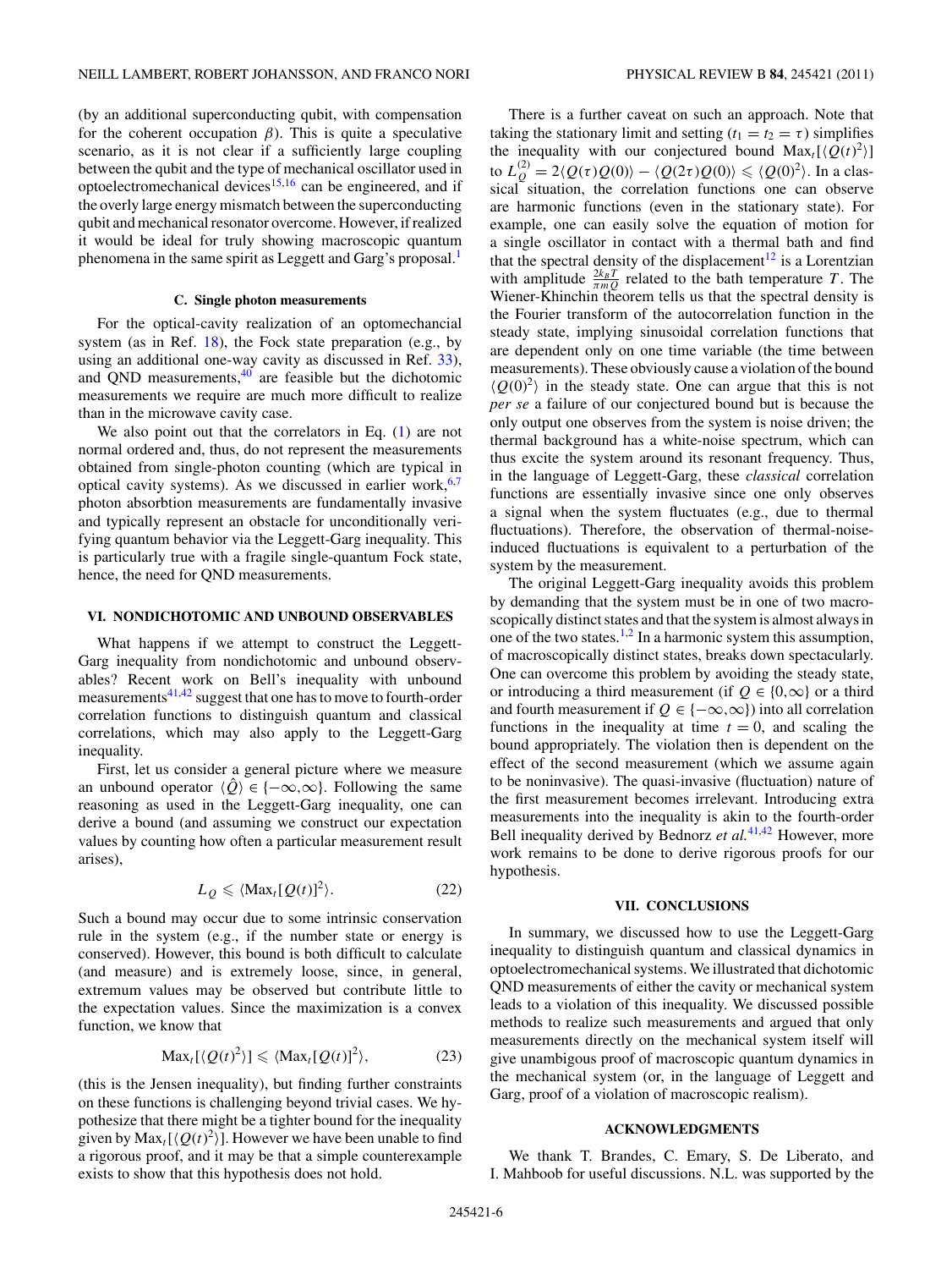(by an additional superconducting qubit, with compensation for the coherent occupation $\beta$). This is quite a speculative scenario, as it is not clear if a sufficiently large coupling between the qubit and the type of mechanical oscillator used in optoelectromechanical devices[15,16] can be engineered, and if the overly large energy mismatch between the superconducting qubit and mechanical resonator overcome. However, if realized it would be ideal for truly showing macroscopic quantum phenomena in the same spirit as Leggett and Garg's proposal.[1]

### C. Single photon measurements

For the optical-cavity realization of an optomechancial system (as in Ref. 18), the Fock state preparation (e.g., by using an additional one-way cavity as discussed in Ref. 33), and QND measurements,[40] are feasible but the dichotomic measurements we require are much more difficult to realize than in the microwave cavity case.

We also point out that the correlators in Eq. (1) are not normal ordered and, thus, do not represent the measurements obtained from single-photon counting (which are typical in optical cavity systems). As we discussed in earlier work,[6,7] photon absorbtion measurements are fundamentally invasive and typically represent an obstacle for unconditionally verifying quantum behavior via the Leggett-Garg inequality. This is particularly true with a fragile single-quantum Fock state, hence, the need for QND measurements.

## VI. NONDICHOTOMIC AND UNBOUND OBSERVABLES

What happens if we attempt to construct the Leggett-Garg inequality from nondichotomic and unbound observables? Recent work on Bell's inequality with unbound measurements[41,42] suggest that one has to move to fourth-order correlation functions to distinguish quantum and classical correlations, which may also apply to the Leggett-Garg inequality.

First, let us consider a general picture where we measure an unbound operator $\langle \hat{Q} \rangle \in \{-\infty,\infty\}$. Following the same reasoning as used in the Leggett-Garg inequality, one can derive a bound (and assuming we construct our expectation values by counting how often a particular measurement result arises),

$$L_Q \leqslant \langle \mathrm{Max}_t[Q(t)]^2 \rangle. \tag{22}$$

Such a bound may occur due to some intrinsic conservation rule in the system (e.g., if the number state or energy is conserved). However, this bound is both difficult to calculate (and measure) and is extremely loose, since, in general, extremum values may be observed but contribute little to the expectation values. Since the maximization is a convex function, we know that

$$\mathrm{Max}_t[\langle Q(t)^2 \rangle] \leqslant \langle \mathrm{Max}_t[Q(t)]^2 \rangle, \tag{23}$$

(this is the Jensen inequality), but finding further constraints on these functions is challenging beyond trivial cases. We hypothesize that there might be a tighter bound for the inequality given by $\mathrm{Max}_t[\langle Q(t)^2 \rangle]$. However we have been unable to find a rigorous proof, and it may be that a simple counterexample exists to show that this hypothesis does not hold.

There is a further caveat on such an approach. Note that taking the stationary limit and setting $(t_1 = t_2 = \tau)$ simplifies the inequality with our conjectured bound $\mathrm{Max}_t[\langle Q(t)^2 \rangle]$ to $L_Q^{(2)} = 2\langle Q(\tau)Q(0)\rangle - \langle Q(2\tau)Q(0)\rangle \leqslant \langle Q(0)^2 \rangle$. In a classical situation, the correlation functions one can observe are harmonic functions (even in the stationary state). For example, one can easily solve the equation of motion for a single oscillator in contact with a thermal bath and find that the spectral density of the displacement[12] is a Lorentzian with amplitude $\frac{2k_BT}{\pi m Q}$ related to the bath temperature $T$. The Wiener-Khinchin theorem tells us that the spectral density is the Fourier transform of the autocorrelation function in the steady state, implying sinusoidal correlation functions that are dependent only on one time variable (the time between measurements). These obviously cause a violation of the bound $\langle Q(0)^2 \rangle$ in the steady state. One can argue that this is not *per se* a failure of our conjectured bound but is because the only output one observes from the system is noise driven; the thermal background has a white-noise spectrum, which can thus excite the system around its resonant frequency. Thus, in the language of Leggett-Garg, these *classical* correlation functions are essentially invasive since one only observes a signal when the system fluctuates (e.g., due to thermal fluctuations). Therefore, the observation of thermal-noise-induced fluctuations is equivalent to a perturbation of the system by the measurement.

The original Leggett-Garg inequality avoids this problem by demanding that the system must be in one of two macroscopically distinct states and that the system is almost always in one of the two states.[1,2] In a harmonic system this assumption, of macroscopically distinct states, breaks down spectacularly. One can overcome this problem by avoiding the steady state, or introducing a third measurement (if $Q \in \{0,\infty\}$) or a third and fourth measurement if $Q \in \{-\infty,\infty\}$) into all correlation functions in the inequality at time $t = 0$, and scaling the bound appropriately. The violation then is dependent on the effect of the second measurement (which we assume again to be noninvasive). The quasi-invasive (fluctuation) nature of the first measurement becomes irrelevant. Introducing extra measurements into the inequality is akin to the fourth-order Bell inequality derived by Bednorz *et al.*[41,42] However, more work remains to be done to derive rigorous proofs for our hypothesis.

## VII. CONCLUSIONS

In summary, we discussed how to use the Leggett-Garg inequality to distinguish quantum and classical dynamics in optoelectromechanical systems. We illustrated that dichotomic QND measurements of either the cavity or mechanical system leads to a violation of this inequality. We discussed possible methods to realize such measurements and argued that only measurements directly on the mechanical system itself will give unambigous proof of macroscopic quantum dynamics in the mechanical system (or, in the language of Leggett and Garg, proof of a violation of macroscopic realism).

## ACKNOWLEDGMENTS

We thank T. Brandes, C. Emary, S. De Liberato, and I. Mahboob for useful discussions. N.L. was supported by the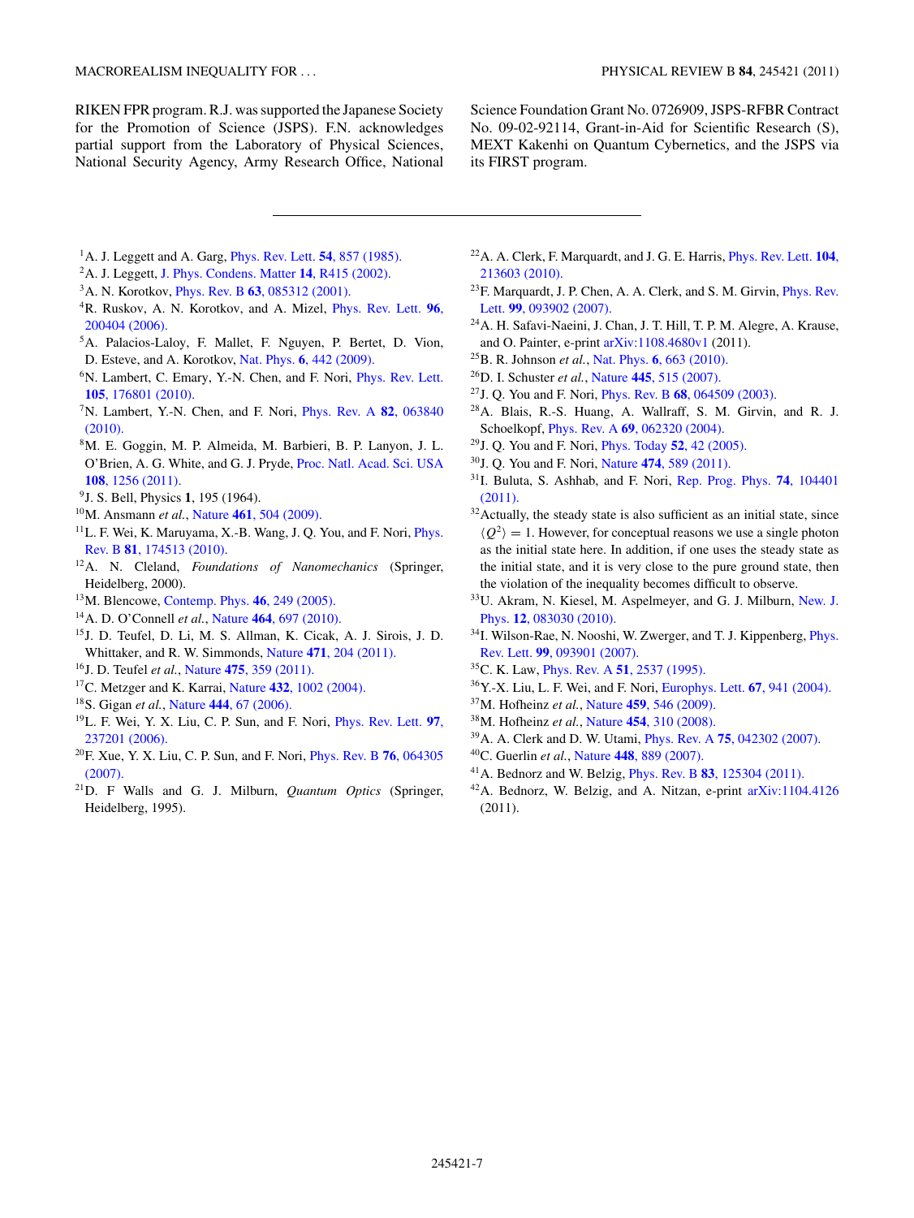RIKEN FPR program. R.J. was supported the Japanese Society for the Promotion of Science (JSPS). F.N. acknowledges partial support from the Laboratory of Physical Sciences, National Security Agency, Army Research Office, National Science Foundation Grant No. 0726909, JSPS-RFBR Contract No. 09-02-92114, Grant-in-Aid for Scientific Research (S), MEXT Kakenhi on Quantum Cybernetics, and the JSPS via its FIRST program.

---

[1] A. J. Leggett and A. Garg, Phys. Rev. Lett. **54**, 857 (1985).

[2] A. J. Leggett, J. Phys. Condens. Matter **14**, R415 (2002).

[3] A. N. Korotkov, Phys. Rev. B **63**, 085312 (2001).

[4] R. Ruskov, A. N. Korotkov, and A. Mizel, Phys. Rev. Lett. **96**, 200404 (2006).

[5] A. Palacios-Laloy, F. Mallet, F. Nguyen, P. Bertet, D. Vion, D. Esteve, and A. Korotkov, Nat. Phys. **6**, 442 (2009).

[6] N. Lambert, C. Emary, Y.-N. Chen, and F. Nori, Phys. Rev. Lett. **105**, 176801 (2010).

[7] N. Lambert, Y.-N. Chen, and F. Nori, Phys. Rev. A **82**, 063840 (2010).

[8] M. E. Goggin, M. P. Almeida, M. Barbieri, B. P. Lanyon, J. L. O'Brien, A. G. White, and G. J. Pryde, Proc. Natl. Acad. Sci. USA **108**, 1256 (2011).

[9] J. S. Bell, Physics **1**, 195 (1964).

[10] M. Ansmann *et al.*, Nature **461**, 504 (2009).

[11] L. F. Wei, K. Maruyama, X.-B. Wang, J. Q. You, and F. Nori, Phys. Rev. B **81**, 174513 (2010).

[12] A. N. Cleland, *Foundations of Nanomechanics* (Springer, Heidelberg, 2000).

[13] M. Blencowe, Contemp. Phys. **46**, 249 (2005).

[14] A. D. O'Connell *et al.*, Nature **464**, 697 (2010).

[15] J. D. Teufel, D. Li, M. S. Allman, K. Cicak, A. J. Sirois, J. D. Whittaker, and R. W. Simmonds, Nature **471**, 204 (2011).

[16] J. D. Teufel *et al.*, Nature **475**, 359 (2011).

[17] C. Metzger and K. Karrai, Nature **432**, 1002 (2004).

[18] S. Gigan *et al.*, Nature **444**, 67 (2006).

[19] L. F. Wei, Y. X. Liu, C. P. Sun, and F. Nori, Phys. Rev. Lett. **97**, 237201 (2006).

[20] F. Xue, Y. X. Liu, C. P. Sun, and F. Nori, Phys. Rev. B **76**, 064305 (2007).

[21] D. F Walls and G. J. Milburn, *Quantum Optics* (Springer, Heidelberg, 1995).

[22] A. A. Clerk, F. Marquardt, and J. G. E. Harris, Phys. Rev. Lett. **104**, 213603 (2010).

[23] F. Marquardt, J. P. Chen, A. A. Clerk, and S. M. Girvin, Phys. Rev. Lett. **99**, 093902 (2007).

[24] A. H. Safavi-Naeini, J. Chan, J. T. Hill, T. P. M. Alegre, A. Krause, and O. Painter, e-print arXiv:1108.4680v1 (2011).

[25] B. R. Johnson *et al.*, Nat. Phys. **6**, 663 (2010).

[26] D. I. Schuster *et al.*, Nature **445**, 515 (2007).

[27] J. Q. You and F. Nori, Phys. Rev. B **68**, 064509 (2003).

[28] A. Blais, R.-S. Huang, A. Wallraff, S. M. Girvin, and R. J. Schoelkopf, Phys. Rev. A **69**, 062320 (2004).

[29] J. Q. You and F. Nori, Phys. Today **52**, 42 (2005).

[30] J. Q. You and F. Nori, Nature **474**, 589 (2011).

[31] I. Buluta, S. Ashhab, and F. Nori, Rep. Prog. Phys. **74**, 104401 (2011).

[32] Actually, the steady state is also sufficient as an initial state, since $\langle Q^2 \rangle = 1$. However, for conceptual reasons we use a single photon as the initial state here. In addition, if one uses the steady state as the initial state, and it is very close to the pure ground state, then the violation of the inequality becomes difficult to observe.

[33] U. Akram, N. Kiesel, M. Aspelmeyer, and G. J. Milburn, New. J. Phys. **12**, 083030 (2010).

[34] I. Wilson-Rae, N. Nooshi, W. Zwerger, and T. J. Kippenberg, Phys. Rev. Lett. **99**, 093901 (2007).

[35] C. K. Law, Phys. Rev. A **51**, 2537 (1995).

[36] Y.-X. Liu, L. F. Wei, and F. Nori, Europhys. Lett. **67**, 941 (2004).

[37] M. Hofheinz *et al.*, Nature **459**, 546 (2009).

[38] M. Hofheinz *et al.*, Nature **454**, 310 (2008).

[39] A. A. Clerk and D. W. Utami, Phys. Rev. A **75**, 042302 (2007).

[40] C. Guerlin *et al.*, Nature **448**, 889 (2007).

[41] A. Bednorz and W. Belzig, Phys. Rev. B **83**, 125304 (2011).

[42] A. Bednorz, W. Belzig, and A. Nitzan, e-print arXiv:1104.4126 (2011).